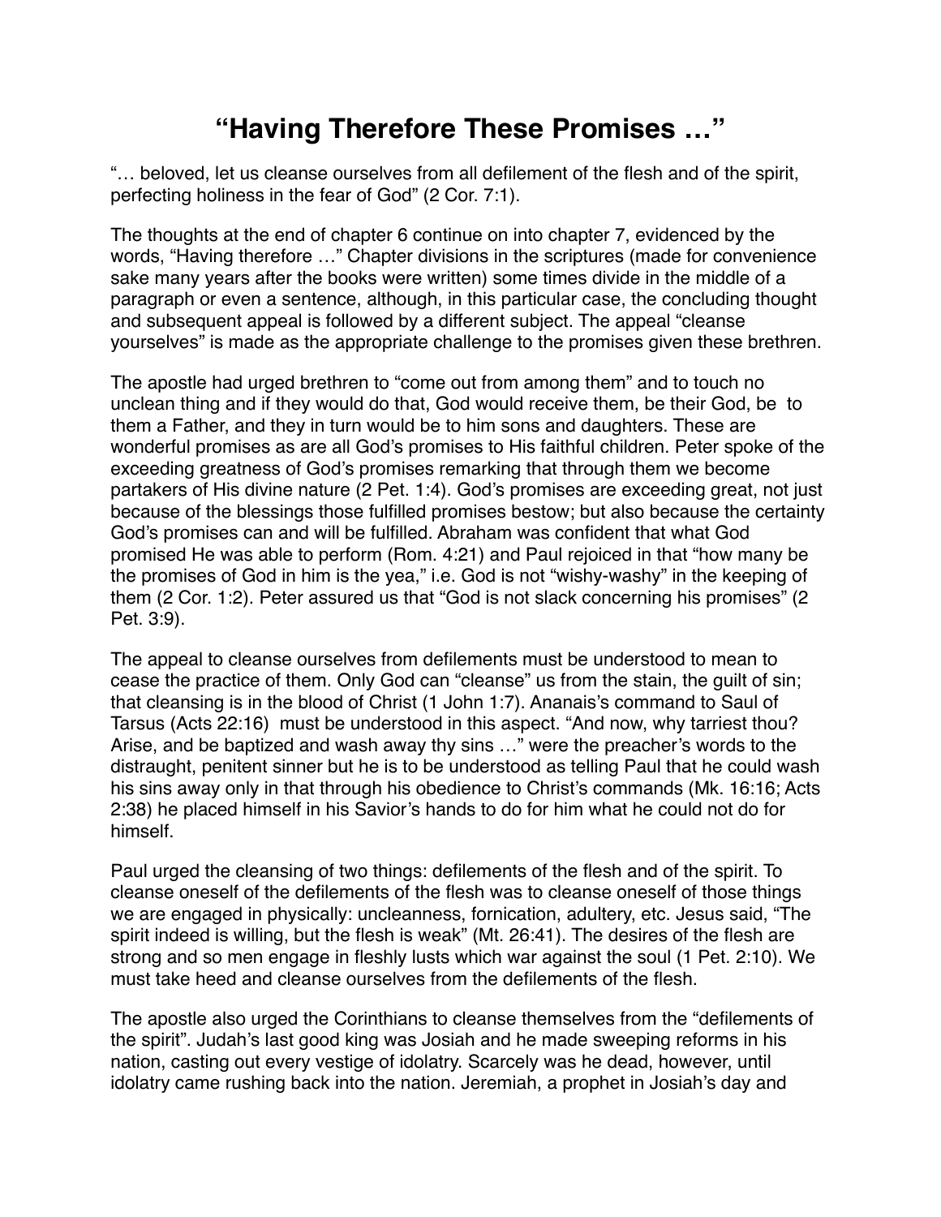# “Having Therefore These Promises …”

“… beloved, let us cleanse ourselves from all defilement of the flesh and of the spirit, perfecting holiness in the fear of God” (2 Cor. 7:1).

The thoughts at the end of chapter 6 continue on into chapter 7, evidenced by the words, “Having therefore …” Chapter divisions in the scriptures (made for convenience sake many years after the books were written) some times divide in the middle of a paragraph or even a sentence, although, in this particular case, the concluding thought and subsequent appeal is followed by a different subject. The appeal “cleanse yourselves” is made as the appropriate challenge to the promises given these brethren.

The apostle had urged brethren to “come out from among them” and to touch no unclean thing and if they would do that, God would receive them, be their God, be to them a Father, and they in turn would be to him sons and daughters. These are wonderful promises as are all God’s promises to His faithful children. Peter spoke of the exceeding greatness of God’s promises remarking that through them we become partakers of His divine nature (2 Pet. 1:4). God’s promises are exceeding great, not just because of the blessings those fulfilled promises bestow; but also because the certainty God’s promises can and will be fulfilled. Abraham was confident that what God promised He was able to perform (Rom. 4:21) and Paul rejoiced in that “how many be the promises of God in him is the yea,” i.e. God is not “wishy-washy” in the keeping of them (2 Cor. 1:2). Peter assured us that “God is not slack concerning his promises” (2 Pet. 3:9).

The appeal to cleanse ourselves from defilements must be understood to mean to cease the practice of them. Only God can “cleanse” us from the stain, the guilt of sin; that cleansing is in the blood of Christ (1 John 1:7). Ananais’s command to Saul of Tarsus (Acts 22:16) must be understood in this aspect. “And now, why tarriest thou? Arise, and be baptized and wash away thy sins …” were the preacher’s words to the distraught, penitent sinner but he is to be understood as telling Paul that he could wash his sins away only in that through his obedience to Christ’s commands (Mk. 16:16; Acts 2:38) he placed himself in his Savior’s hands to do for him what he could not do for himself.

Paul urged the cleansing of two things: defilements of the flesh and of the spirit. To cleanse oneself of the defilements of the flesh was to cleanse oneself of those things we are engaged in physically: uncleanness, fornication, adultery, etc. Jesus said, “The spirit indeed is willing, but the flesh is weak” (Mt. 26:41). The desires of the flesh are strong and so men engage in fleshly lusts which war against the soul (1 Pet. 2:10). We must take heed and cleanse ourselves from the defilements of the flesh.

The apostle also urged the Corinthians to cleanse themselves from the “defilements of the spirit”. Judah’s last good king was Josiah and he made sweeping reforms in his nation, casting out every vestige of idolatry. Scarcely was he dead, however, until idolatry came rushing back into the nation. Jeremiah, a prophet in Josiah’s day and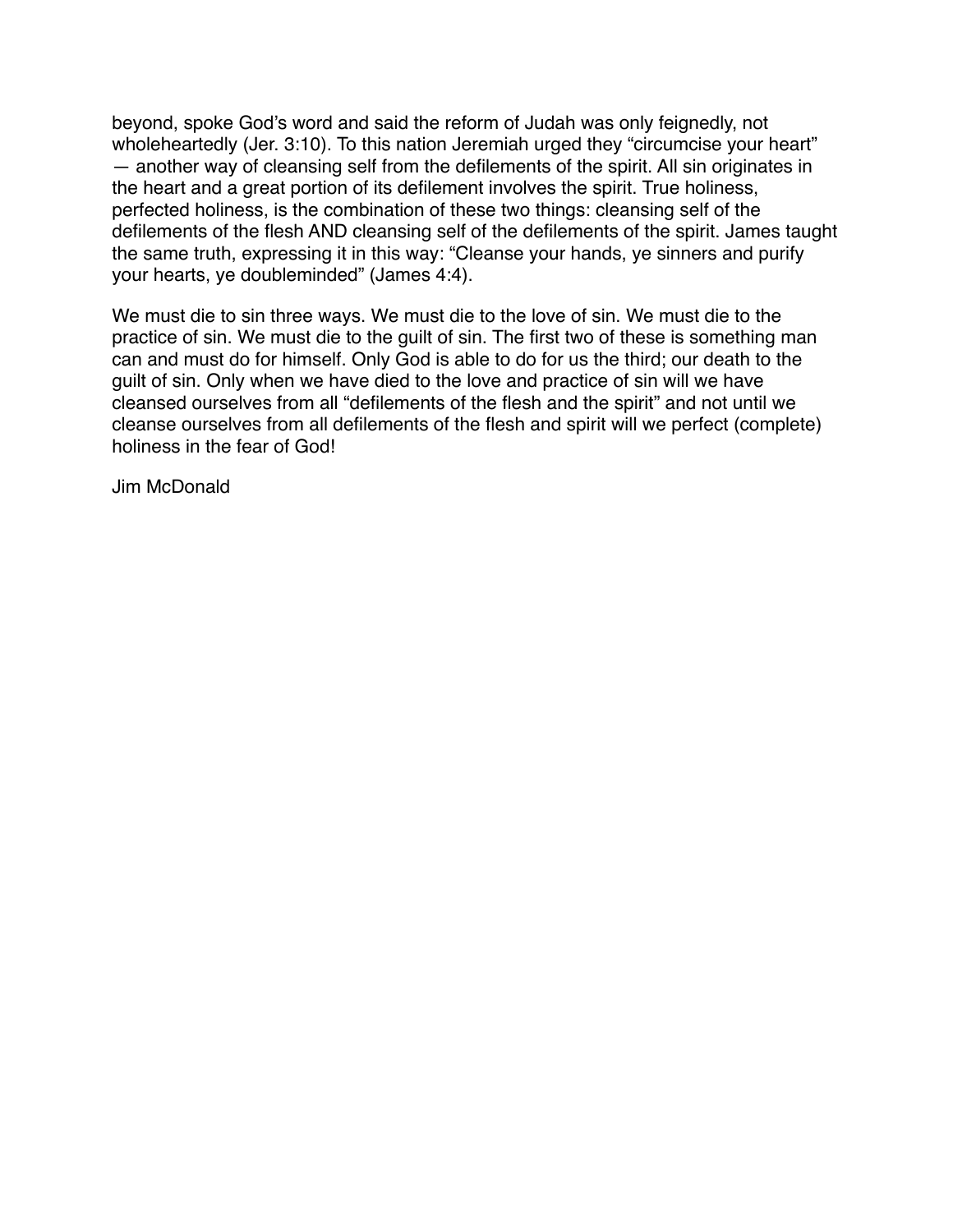beyond, spoke God's word and said the reform of Judah was only feignedly, not wholeheartedly (Jer. 3:10). To this nation Jeremiah urged they "circumcise your heart" — another way of cleansing self from the defilements of the spirit. All sin originates in the heart and a great portion of its defilement involves the spirit. True holiness, perfected holiness, is the combination of these two things: cleansing self of the defilements of the flesh AND cleansing self of the defilements of the spirit. James taught the same truth, expressing it in this way: "Cleanse your hands, ye sinners and purify your hearts, ye doubleminded" (James 4:4).

We must die to sin three ways. We must die to the love of sin. We must die to the practice of sin. We must die to the guilt of sin. The first two of these is something man can and must do for himself. Only God is able to do for us the third; our death to the guilt of sin. Only when we have died to the love and practice of sin will we have cleansed ourselves from all "defilements of the flesh and the spirit" and not until we cleanse ourselves from all defilements of the flesh and spirit will we perfect (complete) holiness in the fear of God!

Jim McDonald